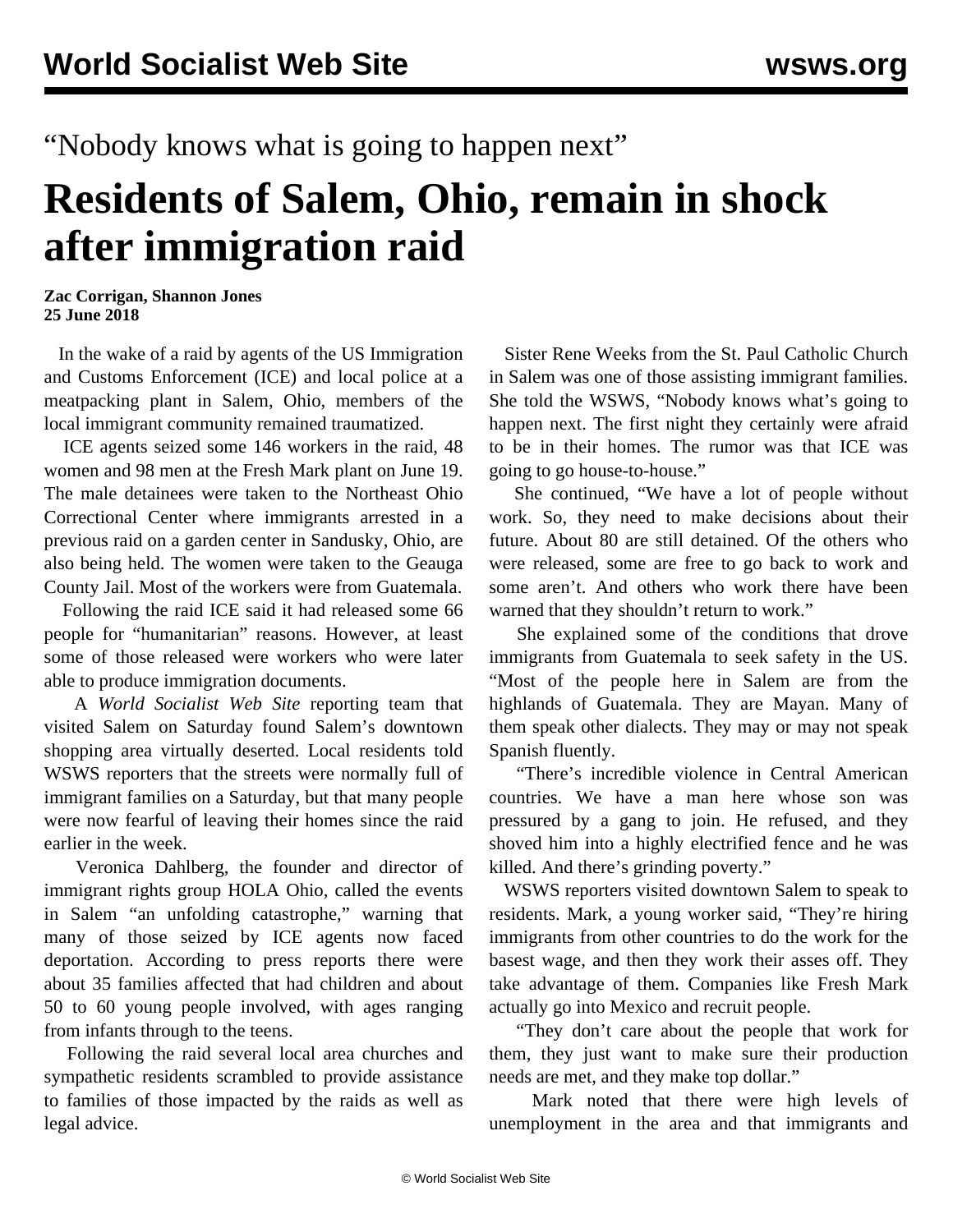“Nobody knows what is going to happen next”

# Residents of Salem, Ohio, remain in shock after immigration raid

**Zac Corrigan, Shannon Jones**
**25 June 2018**

In the wake of a raid by agents of the US Immigration and Customs Enforcement (ICE) and local police at a meatpacking plant in Salem, Ohio, members of the local immigrant community remained traumatized.

ICE agents seized some 146 workers in the raid, 48 women and 98 men at the Fresh Mark plant on June 19. The male detainees were taken to the Northeast Ohio Correctional Center where immigrants arrested in a previous raid on a garden center in Sandusky, Ohio, are also being held. The women were taken to the Geauga County Jail. Most of the workers were from Guatemala.

Following the raid ICE said it had released some 66 people for “humanitarian” reasons. However, at least some of those released were workers who were later able to produce immigration documents.

A *World Socialist Web Site* reporting team that visited Salem on Saturday found Salem’s downtown shopping area virtually deserted. Local residents told WSWS reporters that the streets were normally full of immigrant families on a Saturday, but that many people were now fearful of leaving their homes since the raid earlier in the week.

Veronica Dahlberg, the founder and director of immigrant rights group HOLA Ohio, called the events in Salem “an unfolding catastrophe,” warning that many of those seized by ICE agents now faced deportation. According to press reports there were about 35 families affected that had children and about 50 to 60 young people involved, with ages ranging from infants through to the teens.

Following the raid several local area churches and sympathetic residents scrambled to provide assistance to families of those impacted by the raids as well as legal advice.

Sister Rene Weeks from the St. Paul Catholic Church in Salem was one of those assisting immigrant families. She told the WSWS, “Nobody knows what’s going to happen next. The first night they certainly were afraid to be in their homes. The rumor was that ICE was going to go house-to-house.”

She continued, “We have a lot of people without work. So, they need to make decisions about their future. About 80 are still detained. Of the others who were released, some are free to go back to work and some aren’t. And others who work there have been warned that they shouldn’t return to work.”

She explained some of the conditions that drove immigrants from Guatemala to seek safety in the US. “Most of the people here in Salem are from the highlands of Guatemala. They are Mayan. Many of them speak other dialects. They may or may not speak Spanish fluently.

“There’s incredible violence in Central American countries. We have a man here whose son was pressured by a gang to join. He refused, and they shoved him into a highly electrified fence and he was killed. And there’s grinding poverty.”

WSWS reporters visited downtown Salem to speak to residents. Mark, a young worker said, “They’re hiring immigrants from other countries to do the work for the basest wage, and then they work their asses off. They take advantage of them. Companies like Fresh Mark actually go into Mexico and recruit people.

“They don’t care about the people that work for them, they just want to make sure their production needs are met, and they make top dollar.”

Mark noted that there were high levels of unemployment in the area and that immigrants and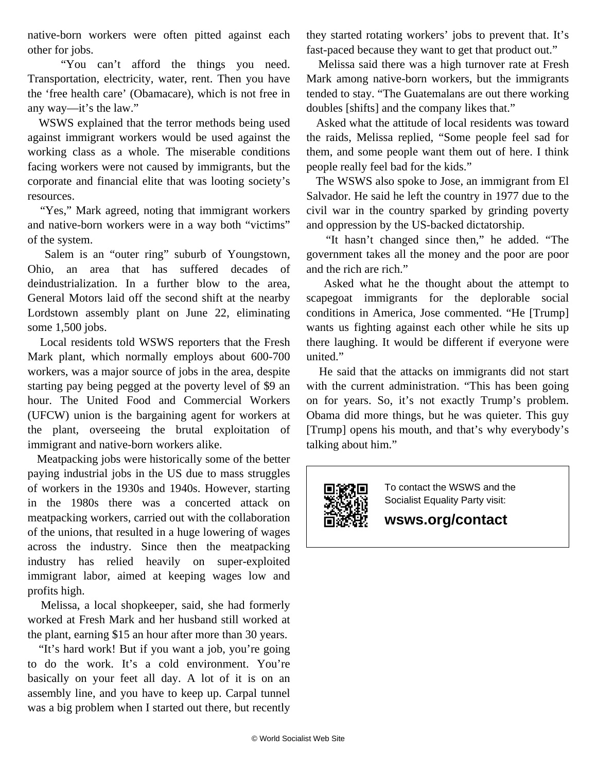native-born workers were often pitted against each other for jobs.

"You can't afford the things you need. Transportation, electricity, water, rent. Then you have the 'free health care' (Obamacare), which is not free in any way—it's the law."

WSWS explained that the terror methods being used against immigrant workers would be used against the working class as a whole. The miserable conditions facing workers were not caused by immigrants, but the corporate and financial elite that was looting society's resources.

"Yes," Mark agreed, noting that immigrant workers and native-born workers were in a way both "victims" of the system.

Salem is an "outer ring" suburb of Youngstown, Ohio, an area that has suffered decades of deindustrialization. In a further blow to the area, General Motors laid off the second shift at the nearby Lordstown assembly plant on June 22, eliminating some 1,500 jobs.

Local residents told WSWS reporters that the Fresh Mark plant, which normally employs about 600-700 workers, was a major source of jobs in the area, despite starting pay being pegged at the poverty level of $9 an hour. The United Food and Commercial Workers (UFCW) union is the bargaining agent for workers at the plant, overseeing the brutal exploitation of immigrant and native-born workers alike.

Meatpacking jobs were historically some of the better paying industrial jobs in the US due to mass struggles of workers in the 1930s and 1940s. However, starting in the 1980s there was a concerted attack on meatpacking workers, carried out with the collaboration of the unions, that resulted in a huge lowering of wages across the industry. Since then the meatpacking industry has relied heavily on super-exploited immigrant labor, aimed at keeping wages low and profits high.

Melissa, a local shopkeeper, said, she had formerly worked at Fresh Mark and her husband still worked at the plant, earning $15 an hour after more than 30 years.

"It's hard work! But if you want a job, you're going to do the work. It's a cold environment. You're basically on your feet all day. A lot of it is on an assembly line, and you have to keep up. Carpal tunnel was a big problem when I started out there, but recently they started rotating workers' jobs to prevent that. It's fast-paced because they want to get that product out."

Melissa said there was a high turnover rate at Fresh Mark among native-born workers, but the immigrants tended to stay. "The Guatemalans are out there working doubles [shifts] and the company likes that."

Asked what the attitude of local residents was toward the raids, Melissa replied, "Some people feel sad for them, and some people want them out of here. I think people really feel bad for the kids."

The WSWS also spoke to Jose, an immigrant from El Salvador. He said he left the country in 1977 due to the civil war in the country sparked by grinding poverty and oppression by the US-backed dictatorship.

"It hasn't changed since then," he added. "The government takes all the money and the poor are poor and the rich are rich."

Asked what he the thought about the attempt to scapegoat immigrants for the deplorable social conditions in America, Jose commented. "He [Trump] wants us fighting against each other while he sits up there laughing. It would be different if everyone were united."

He said that the attacks on immigrants did not start with the current administration. "This has been going on for years. So, it's not exactly Trump's problem. Obama did more things, but he was quieter. This guy [Trump] opens his mouth, and that's why everybody's talking about him."

To contact the WSWS and the Socialist Equality Party visit:

**wsws.org/contact**

© World Socialist Web Site